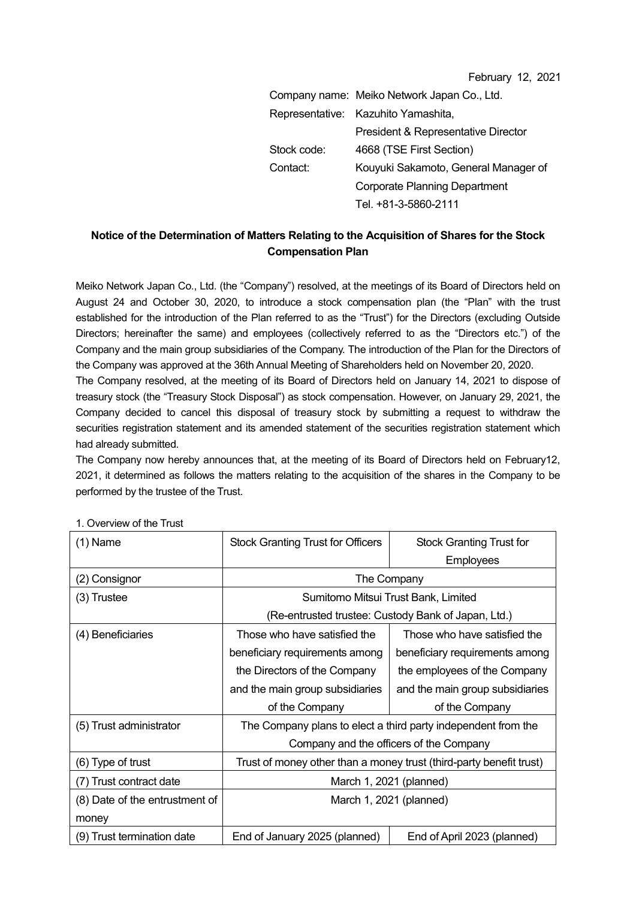February 12, 2021

Company name: Meiko Network Japan Co., Ltd.
Representative: Kazuhito Yamashita, President & Representative Director
Stock code: 4668 (TSE First Section)
Contact: Kouyuki Sakamoto, General Manager of Corporate Planning Department
Tel. +81-3-5860-2111

**Notice of the Determination of Matters Relating to the Acquisition of Shares for the Stock Compensation Plan**

Meiko Network Japan Co., Ltd. (the "Company") resolved, at the meetings of its Board of Directors held on August 24 and October 30, 2020, to introduce a stock compensation plan (the "Plan" with the trust established for the introduction of the Plan referred to as the "Trust") for the Directors (excluding Outside Directors; hereinafter the same) and employees (collectively referred to as the "Directors etc.") of the Company and the main group subsidiaries of the Company. The introduction of the Plan for the Directors of the Company was approved at the 36th Annual Meeting of Shareholders held on November 20, 2020.

The Company resolved, at the meeting of its Board of Directors held on January 14, 2021 to dispose of treasury stock (the "Treasury Stock Disposal") as stock compensation. However, on January 29, 2021, the Company decided to cancel this disposal of treasury stock by submitting a request to withdraw the securities registration statement and its amended statement of the securities registration statement which had already submitted.

The Company now hereby announces that, at the meeting of its Board of Directors held on February12, 2021, it determined as follows the matters relating to the acquisition of the shares in the Company to be performed by the trustee of the Trust.

1. Overview of the Trust

| (1) Name | Stock Granting Trust for Officers | Stock Granting Trust for Employees |
|---|---|---|
| (2) Consignor | The Company | |
| (3) Trustee | Sumitomo Mitsui Trust Bank, Limited (Re-entrusted trustee: Custody Bank of Japan, Ltd.) | |
| (4) Beneficiaries | Those who have satisfied the beneficiary requirements among the Directors of the Company and the main group subsidiaries of the Company | Those who have satisfied the beneficiary requirements among the employees of the Company and the main group subsidiaries of the Company |
| (5) Trust administrator | The Company plans to elect a third party independent from the Company and the officers of the Company | |
| (6) Type of trust | Trust of money other than a money trust (third-party benefit trust) | |
| (7) Trust contract date | March 1, 2021 (planned) | |
| (8) Date of the entrustment of money | March 1, 2021 (planned) | |
| (9) Trust termination date | End of January 2025 (planned) | End of April 2023 (planned) |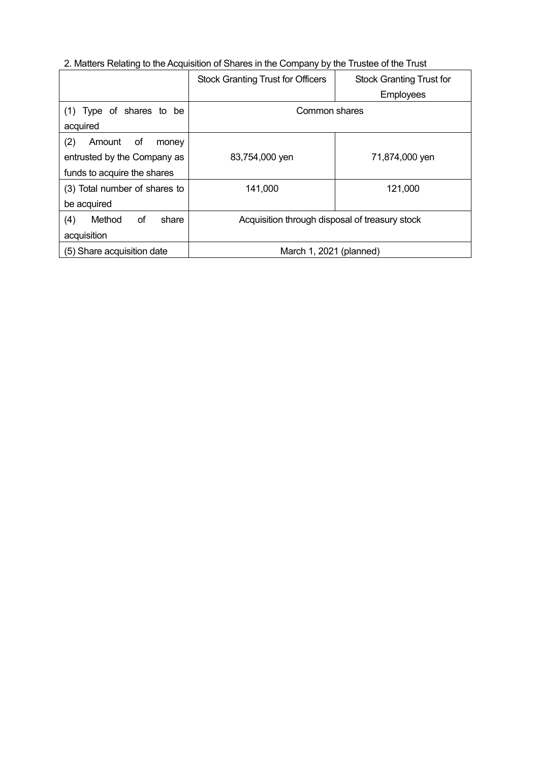2. Matters Relating to the Acquisition of Shares in the Company by the Trustee of the Trust

| | Stock Granting Trust for Officers | Stock Granting Trust for Employees |
|---|---|---|
| (1) Type of shares to be acquired | Common shares | |
| (2) Amount of money entrusted by the Company as funds to acquire the shares | 83,754,000 yen | 71,874,000 yen |
| (3) Total number of shares to be acquired | 141,000 | 121,000 |
| (4) Method of share acquisition | Acquisition through disposal of treasury stock | |
| (5) Share acquisition date | March 1, 2021 (planned) | |